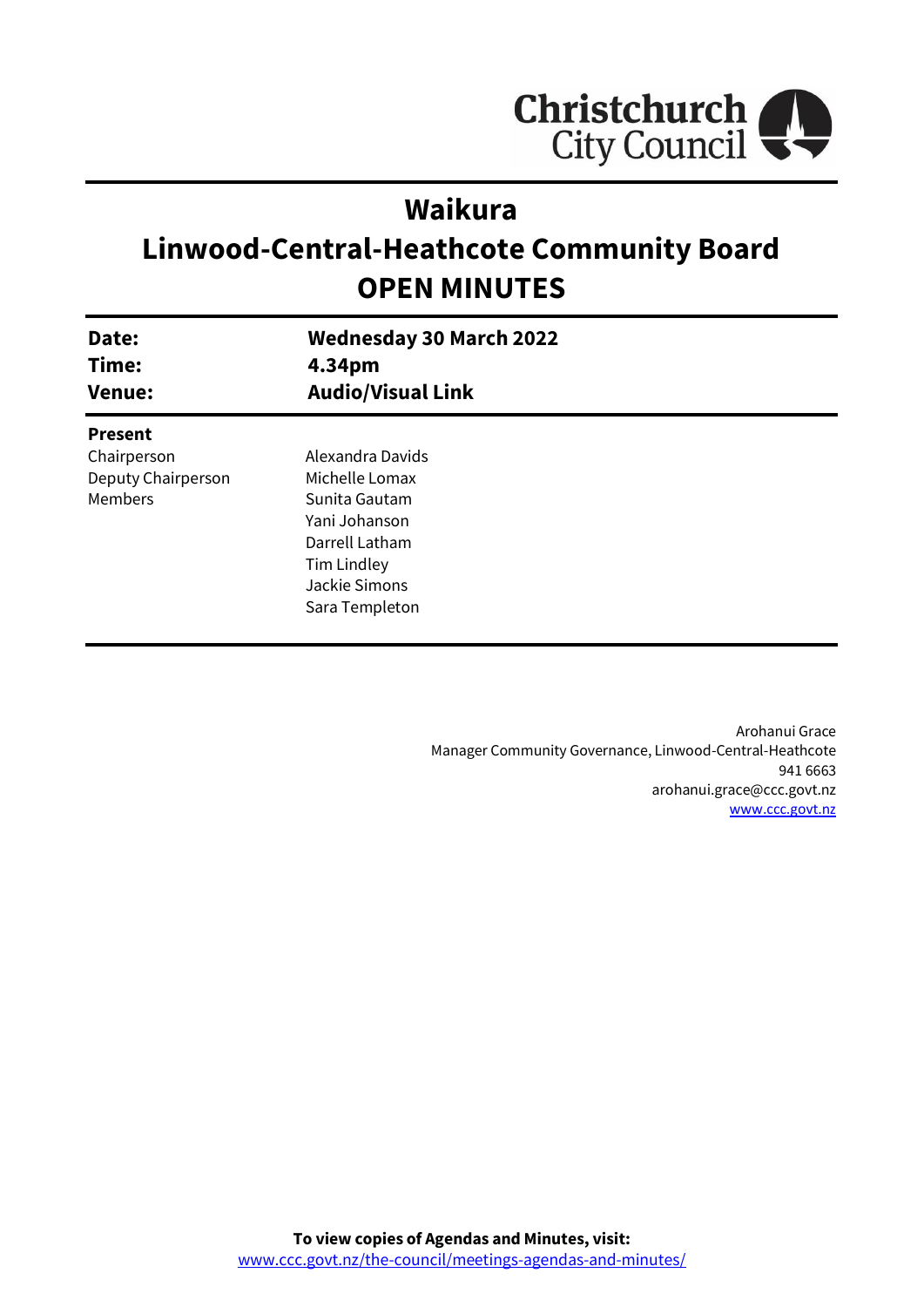Christchurch City Council

# Waikura
# Linwood-Central-Heathcote Community Board
# OPEN MINUTES

| | |
|---|---|
| **Date:** | **Wednesday 30 March 2022** |
| **Time:** | **4.34pm** |
| **Venue:** | **Audio/Visual Link** |

**Present**

| | |
|---|---|
| Chairperson | Alexandra Davids |
| Deputy Chairperson | Michelle Lomax |
| Members | Sunita Gautam |
| | Yani Johanson |
| | Darrell Latham |
| | Tim Lindley |
| | Jackie Simons |
| | Sara Templeton |

Arohanui Grace
Manager Community Governance, Linwood-Central-Heathcote
941 6663
arohanui.grace@ccc.govt.nz
www.ccc.govt.nz

**To view copies of Agendas and Minutes, visit:**
www.ccc.govt.nz/the-council/meetings-agendas-and-minutes/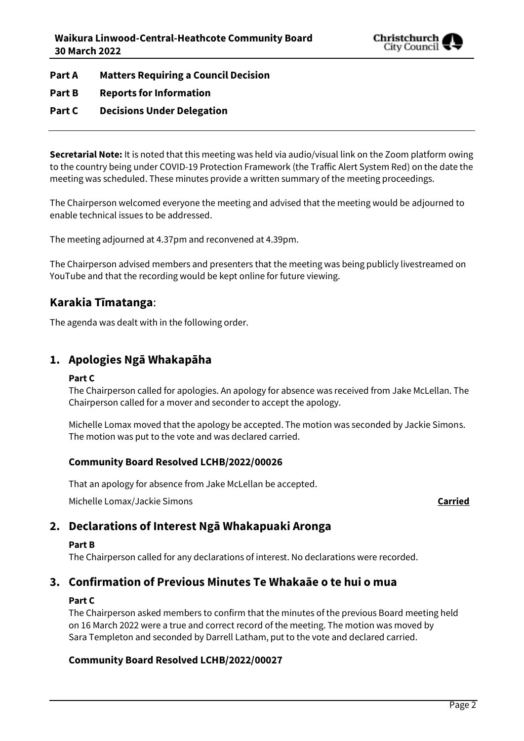**Part A Matters Requiring a Council Decision**

**Part B Reports for Information**

**Part C Decisions Under Delegation**

---

**Secretarial Note:** It is noted that this meeting was held via audio/visual link on the Zoom platform owing to the country being under COVID-19 Protection Framework (the Traffic Alert System Red) on the date the meeting was scheduled. These minutes provide a written summary of the meeting proceedings.

The Chairperson welcomed everyone the meeting and advised that the meeting would be adjourned to enable technical issues to be addressed.

The meeting adjourned at 4.37pm and reconvened at 4.39pm.

The Chairperson advised members and presenters that the meeting was being publicly livestreamed on YouTube and that the recording would be kept online for future viewing.

## Karakia Tīmatanga:

The agenda was dealt with in the following order.

## 1. Apologies Ngā Whakapāha

**Part C**

The Chairperson called for apologies. An apology for absence was received from Jake McLellan. The Chairperson called for a mover and seconder to accept the apology.

Michelle Lomax moved that the apology be accepted. The motion was seconded by Jackie Simons. The motion was put to the vote and was declared carried.

### Community Board Resolved LCHB/2022/00026

That an apology for absence from Jake McLellan be accepted.

Michelle Lomax/Jackie Simons **Carried**

## 2. Declarations of Interest Ngā Whakapuaki Aronga

**Part B**

The Chairperson called for any declarations of interest. No declarations were recorded.

## 3. Confirmation of Previous Minutes Te Whakaāe o te hui o mua

**Part C**

The Chairperson asked members to confirm that the minutes of the previous Board meeting held on 16 March 2022 were a true and correct record of the meeting. The motion was moved by Sara Templeton and seconded by Darrell Latham, put to the vote and declared carried.

### Community Board Resolved LCHB/2022/00027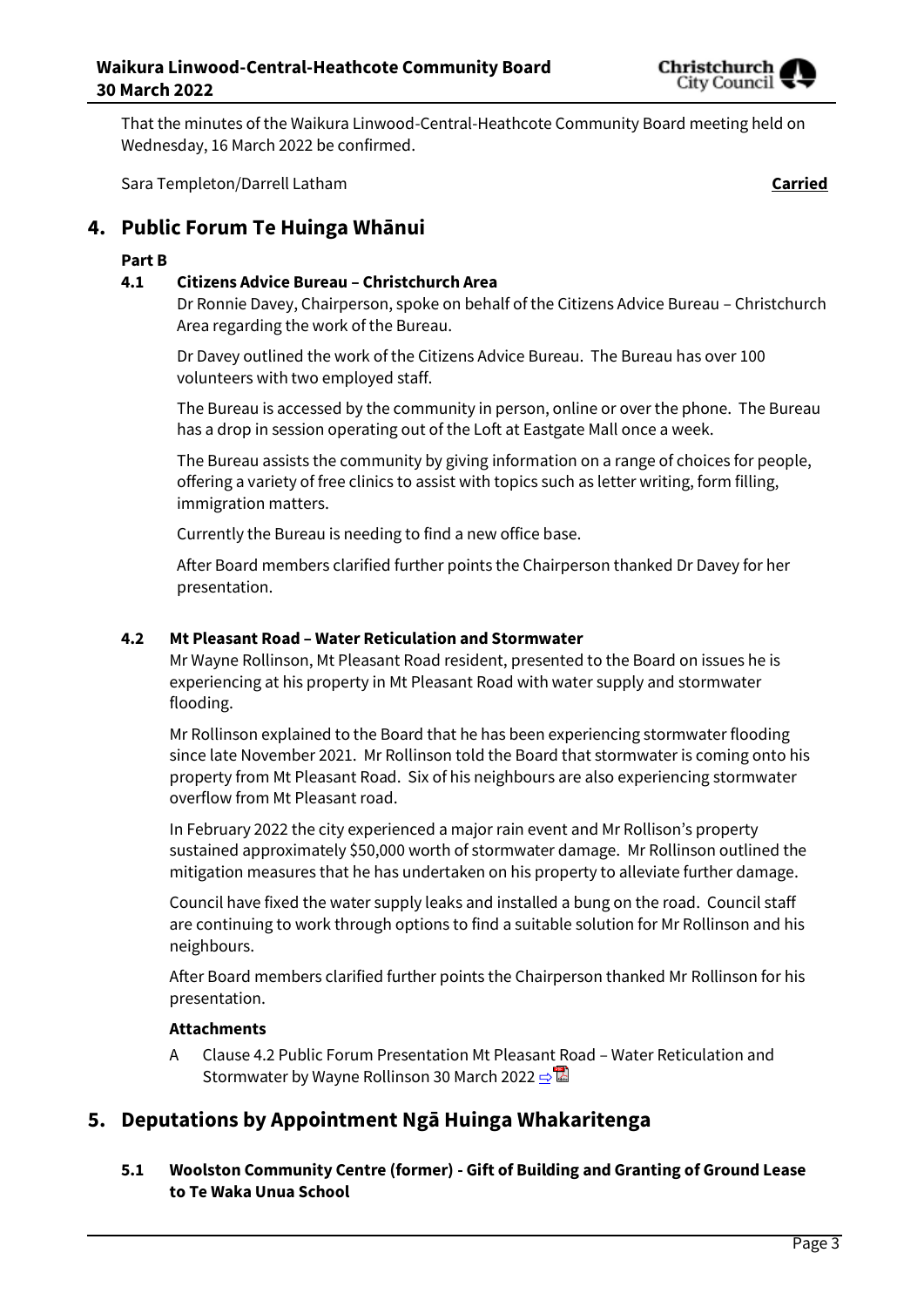That the minutes of the Waikura Linwood-Central-Heathcote Community Board meeting held on Wednesday, 16 March 2022 be confirmed.

Sara Templeton/Darrell Latham **Carried**

## 4. Public Forum Te Huinga Whānui

**Part B**

### 4.1 Citizens Advice Bureau – Christchurch Area

Dr Ronnie Davey, Chairperson, spoke on behalf of the Citizens Advice Bureau – Christchurch Area regarding the work of the Bureau.

Dr Davey outlined the work of the Citizens Advice Bureau. The Bureau has over 100 volunteers with two employed staff.

The Bureau is accessed by the community in person, online or over the phone. The Bureau has a drop in session operating out of the Loft at Eastgate Mall once a week.

The Bureau assists the community by giving information on a range of choices for people, offering a variety of free clinics to assist with topics such as letter writing, form filling, immigration matters.

Currently the Bureau is needing to find a new office base.

After Board members clarified further points the Chairperson thanked Dr Davey for her presentation.

### 4.2 Mt Pleasant Road – Water Reticulation and Stormwater

Mr Wayne Rollinson, Mt Pleasant Road resident, presented to the Board on issues he is experiencing at his property in Mt Pleasant Road with water supply and stormwater flooding.

Mr Rollinson explained to the Board that he has been experiencing stormwater flooding since late November 2021. Mr Rollinson told the Board that stormwater is coming onto his property from Mt Pleasant Road. Six of his neighbours are also experiencing stormwater overflow from Mt Pleasant road.

In February 2022 the city experienced a major rain event and Mr Rollison's property sustained approximately $50,000 worth of stormwater damage. Mr Rollinson outlined the mitigation measures that he has undertaken on his property to alleviate further damage.

Council have fixed the water supply leaks and installed a bung on the road. Council staff are continuing to work through options to find a suitable solution for Mr Rollinson and his neighbours.

After Board members clarified further points the Chairperson thanked Mr Rollinson for his presentation.

**Attachments**

A Clause 4.2 Public Forum Presentation Mt Pleasant Road – Water Reticulation and Stormwater by Wayne Rollinson 30 March 2022

## 5. Deputations by Appointment Ngā Huinga Whakaritenga

### 5.1 Woolston Community Centre (former) - Gift of Building and Granting of Ground Lease to Te Waka Unua School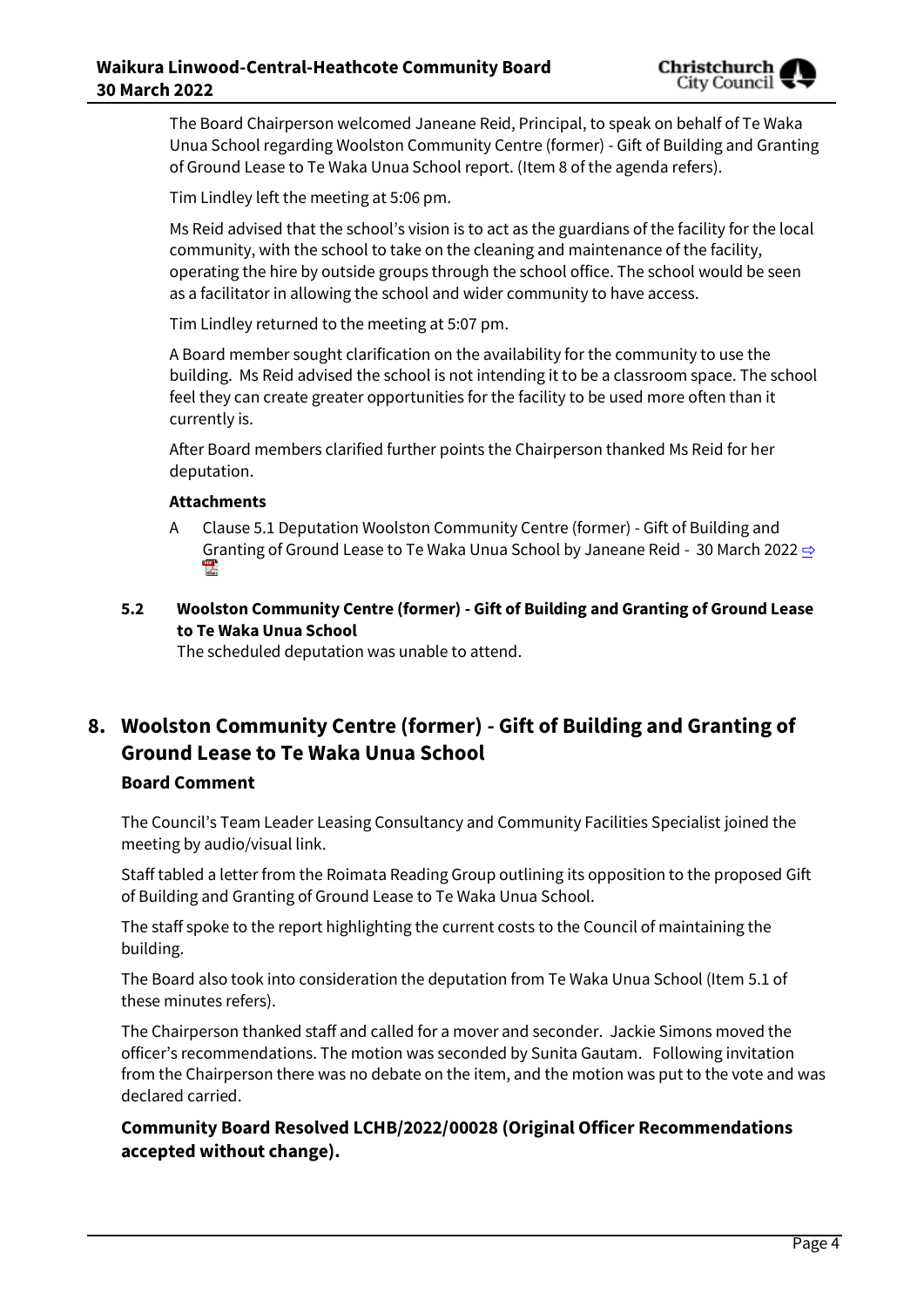The Board Chairperson welcomed Janeane Reid, Principal, to speak on behalf of Te Waka Unua School regarding Woolston Community Centre (former) - Gift of Building and Granting of Ground Lease to Te Waka Unua School report. (Item 8 of the agenda refers).

Tim Lindley left the meeting at 5:06 pm.

Ms Reid advised that the school's vision is to act as the guardians of the facility for the local community, with the school to take on the cleaning and maintenance of the facility, operating the hire by outside groups through the school office. The school would be seen as a facilitator in allowing the school and wider community to have access.

Tim Lindley returned to the meeting at 5:07 pm.

A Board member sought clarification on the availability for the community to use the building. Ms Reid advised the school is not intending it to be a classroom space. The school feel they can create greater opportunities for the facility to be used more often than it currently is.

After Board members clarified further points the Chairperson thanked Ms Reid for her deputation.

**Attachments**

A Clause 5.1 Deputation Woolston Community Centre (former) - Gift of Building and Granting of Ground Lease to Te Waka Unua School by Janeane Reid - 30 March 2022 ⇨

**5.2 Woolston Community Centre (former) - Gift of Building and Granting of Ground Lease to Te Waka Unua School**

The scheduled deputation was unable to attend.

## 8. Woolston Community Centre (former) - Gift of Building and Granting of Ground Lease to Te Waka Unua School

### Board Comment

The Council's Team Leader Leasing Consultancy and Community Facilities Specialist joined the meeting by audio/visual link.

Staff tabled a letter from the Roimata Reading Group outlining its opposition to the proposed Gift of Building and Granting of Ground Lease to Te Waka Unua School.

The staff spoke to the report highlighting the current costs to the Council of maintaining the building.

The Board also took into consideration the deputation from Te Waka Unua School (Item 5.1 of these minutes refers).

The Chairperson thanked staff and called for a mover and seconder. Jackie Simons moved the officer's recommendations. The motion was seconded by Sunita Gautam. Following invitation from the Chairperson there was no debate on the item, and the motion was put to the vote and was declared carried.

**Community Board Resolved LCHB/2022/00028 (Original Officer Recommendations accepted without change).**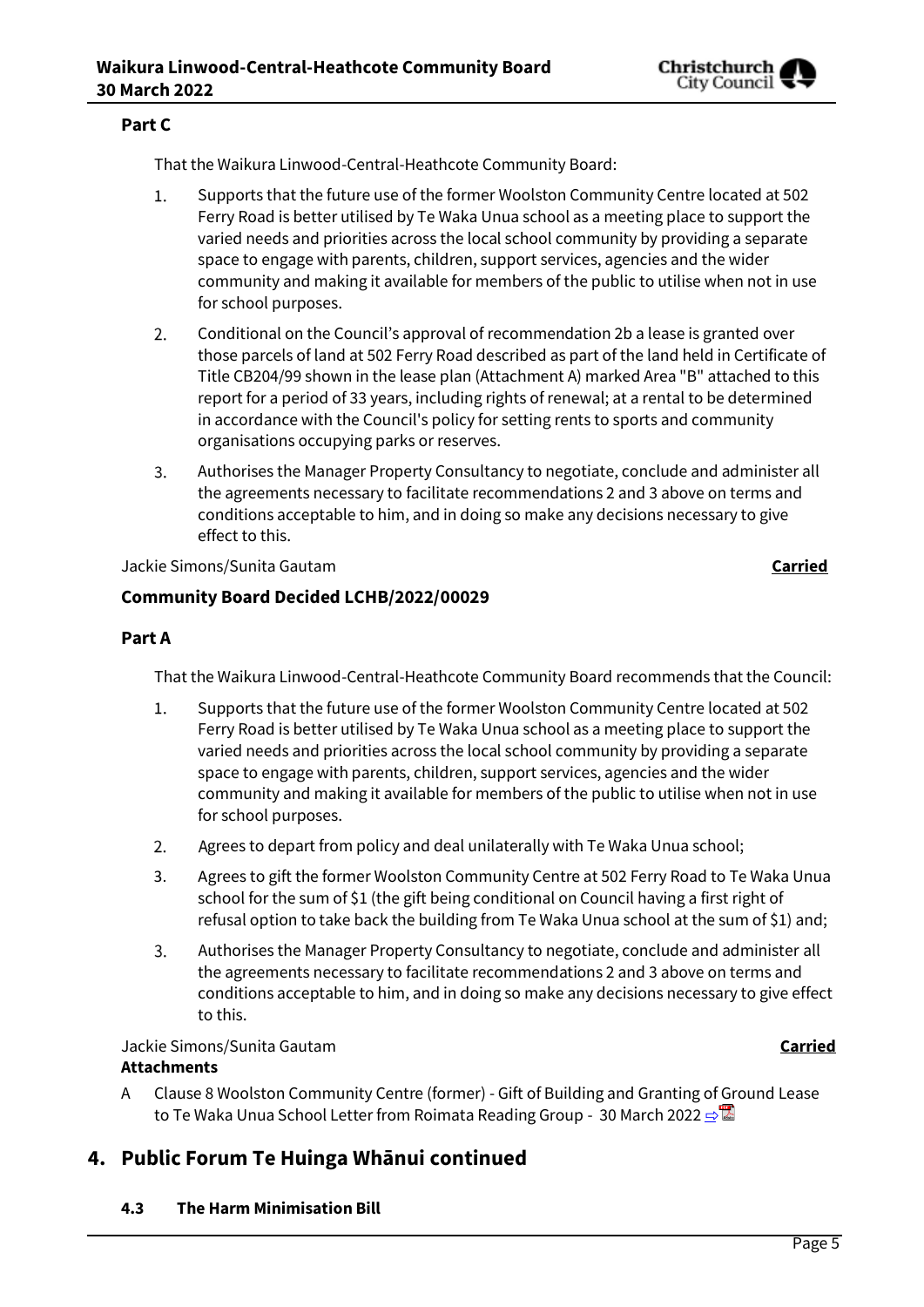**Part C**

That the Waikura Linwood-Central-Heathcote Community Board:

1. Supports that the future use of the former Woolston Community Centre located at 502 Ferry Road is better utilised by Te Waka Unua school as a meeting place to support the varied needs and priorities across the local school community by providing a separate space to engage with parents, children, support services, agencies and the wider community and making it available for members of the public to utilise when not in use for school purposes.
2. Conditional on the Council's approval of recommendation 2b a lease is granted over those parcels of land at 502 Ferry Road described as part of the land held in Certificate of Title CB204/99 shown in the lease plan (Attachment A) marked Area "B" attached to this report for a period of 33 years, including rights of renewal; at a rental to be determined in accordance with the Council's policy for setting rents to sports and community organisations occupying parks or reserves.
3. Authorises the Manager Property Consultancy to negotiate, conclude and administer all the agreements necessary to facilitate recommendations 2 and 3 above on terms and conditions acceptable to him, and in doing so make any decisions necessary to give effect to this.

Jackie Simons/Sunita Gautam **Carried**

### Community Board Decided LCHB/2022/00029

**Part A**

That the Waikura Linwood-Central-Heathcote Community Board recommends that the Council:

1. Supports that the future use of the former Woolston Community Centre located at 502 Ferry Road is better utilised by Te Waka Unua school as a meeting place to support the varied needs and priorities across the local school community by providing a separate space to engage with parents, children, support services, agencies and the wider community and making it available for members of the public to utilise when not in use for school purposes.
2. Agrees to depart from policy and deal unilaterally with Te Waka Unua school;
3. Agrees to gift the former Woolston Community Centre at 502 Ferry Road to Te Waka Unua school for the sum of $1 (the gift being conditional on Council having a first right of refusal option to take back the building from Te Waka Unua school at the sum of $1) and;
3. Authorises the Manager Property Consultancy to negotiate, conclude and administer all the agreements necessary to facilitate recommendations 2 and 3 above on terms and conditions acceptable to him, and in doing so make any decisions necessary to give effect to this.

Jackie Simons/Sunita Gautam **Carried**

**Attachments**

A Clause 8 Woolston Community Centre (former) - Gift of Building and Granting of Ground Lease to Te Waka Unua School Letter from Roimata Reading Group - 30 March 2022

## 4. Public Forum Te Huinga Whānui continued

**4.3 The Harm Minimisation Bill**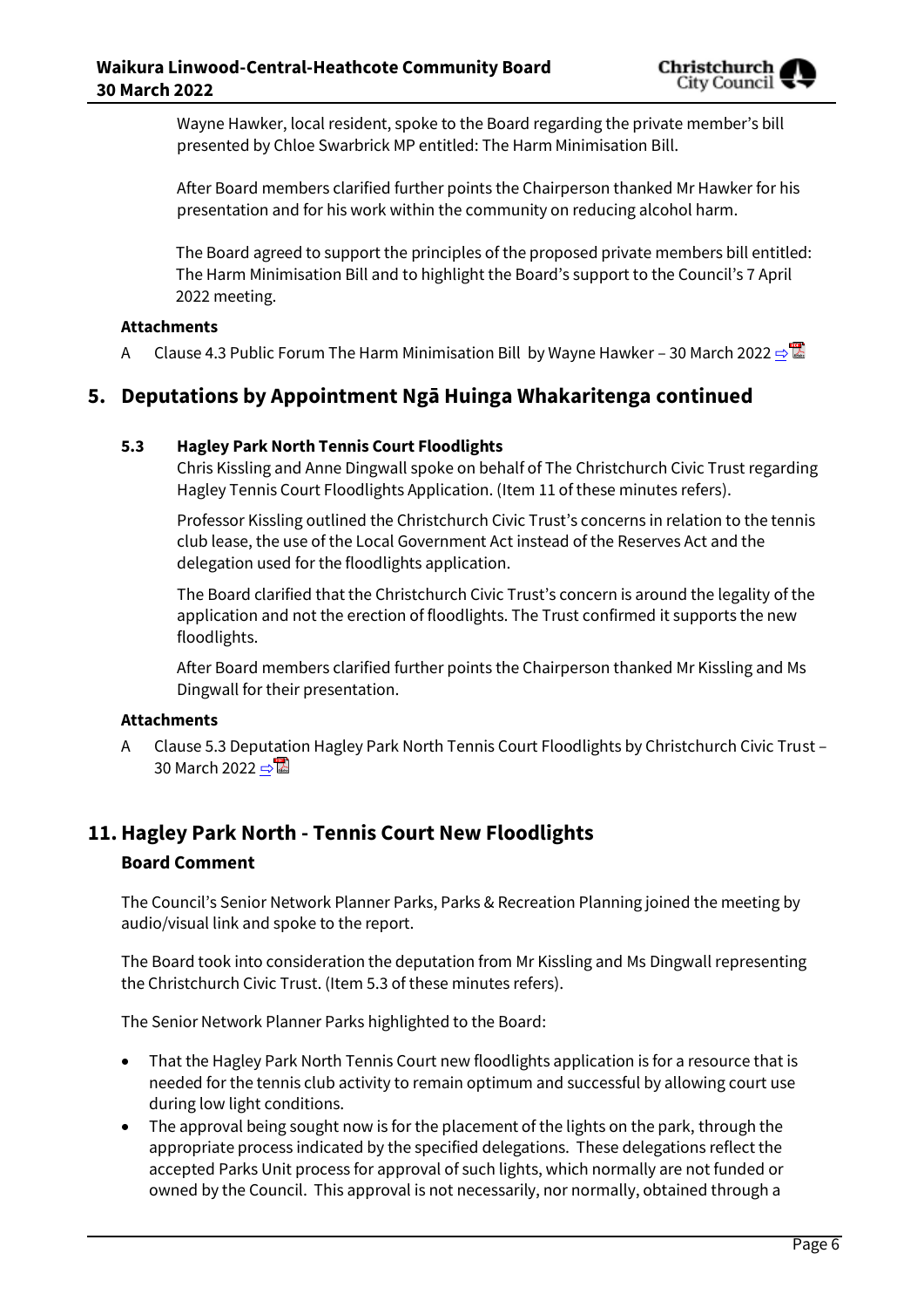Wayne Hawker, local resident, spoke to the Board regarding the private member's bill presented by Chloe Swarbrick MP entitled: The Harm Minimisation Bill.

After Board members clarified further points the Chairperson thanked Mr Hawker for his presentation and for his work within the community on reducing alcohol harm.

The Board agreed to support the principles of the proposed private members bill entitled: The Harm Minimisation Bill and to highlight the Board's support to the Council's 7 April 2022 meeting.

**Attachments**

A Clause 4.3 Public Forum The Harm Minimisation Bill by Wayne Hawker – 30 March 2022

## 5. Deputations by Appointment Ngā Huinga Whakaritenga continued

### 5.3 Hagley Park North Tennis Court Floodlights

Chris Kissling and Anne Dingwall spoke on behalf of The Christchurch Civic Trust regarding Hagley Tennis Court Floodlights Application. (Item 11 of these minutes refers).

Professor Kissling outlined the Christchurch Civic Trust's concerns in relation to the tennis club lease, the use of the Local Government Act instead of the Reserves Act and the delegation used for the floodlights application.

The Board clarified that the Christchurch Civic Trust's concern is around the legality of the application and not the erection of floodlights. The Trust confirmed it supports the new floodlights.

After Board members clarified further points the Chairperson thanked Mr Kissling and Ms Dingwall for their presentation.

**Attachments**

A Clause 5.3 Deputation Hagley Park North Tennis Court Floodlights by Christchurch Civic Trust – 30 March 2022

## 11. Hagley Park North - Tennis Court New Floodlights

### Board Comment

The Council's Senior Network Planner Parks, Parks & Recreation Planning joined the meeting by audio/visual link and spoke to the report.

The Board took into consideration the deputation from Mr Kissling and Ms Dingwall representing the Christchurch Civic Trust. (Item 5.3 of these minutes refers).

The Senior Network Planner Parks highlighted to the Board:

- That the Hagley Park North Tennis Court new floodlights application is for a resource that is needed for the tennis club activity to remain optimum and successful by allowing court use during low light conditions.
- The approval being sought now is for the placement of the lights on the park, through the appropriate process indicated by the specified delegations. These delegations reflect the accepted Parks Unit process for approval of such lights, which normally are not funded or owned by the Council. This approval is not necessarily, nor normally, obtained through a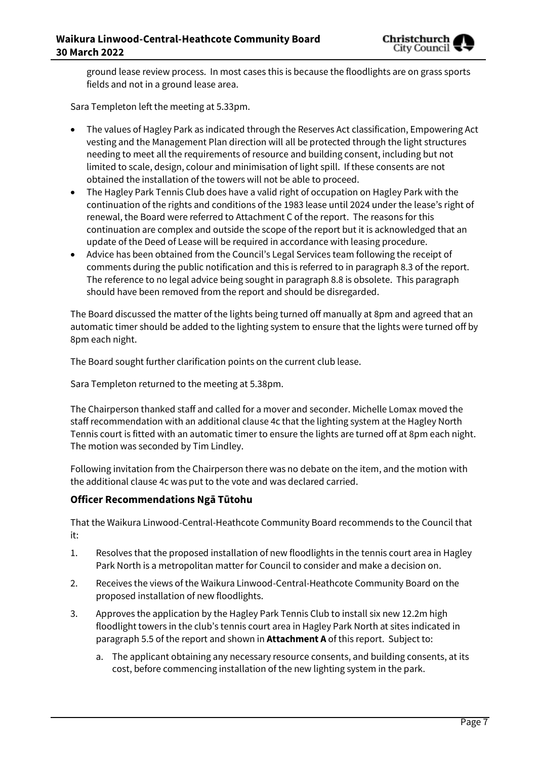ground lease review process. In most cases this is because the floodlights are on grass sports fields and not in a ground lease area.

Sara Templeton left the meeting at 5.33pm.

- The values of Hagley Park as indicated through the Reserves Act classification, Empowering Act vesting and the Management Plan direction will all be protected through the light structures needing to meet all the requirements of resource and building consent, including but not limited to scale, design, colour and minimisation of light spill. If these consents are not obtained the installation of the towers will not be able to proceed.
- The Hagley Park Tennis Club does have a valid right of occupation on Hagley Park with the continuation of the rights and conditions of the 1983 lease until 2024 under the lease's right of renewal, the Board were referred to Attachment C of the report. The reasons for this continuation are complex and outside the scope of the report but it is acknowledged that an update of the Deed of Lease will be required in accordance with leasing procedure.
- Advice has been obtained from the Council's Legal Services team following the receipt of comments during the public notification and this is referred to in paragraph 8.3 of the report. The reference to no legal advice being sought in paragraph 8.8 is obsolete. This paragraph should have been removed from the report and should be disregarded.

The Board discussed the matter of the lights being turned off manually at 8pm and agreed that an automatic timer should be added to the lighting system to ensure that the lights were turned off by 8pm each night.

The Board sought further clarification points on the current club lease.

Sara Templeton returned to the meeting at 5.38pm.

The Chairperson thanked staff and called for a mover and seconder. Michelle Lomax moved the staff recommendation with an additional clause 4c that the lighting system at the Hagley North Tennis court is fitted with an automatic timer to ensure the lights are turned off at 8pm each night. The motion was seconded by Tim Lindley.

Following invitation from the Chairperson there was no debate on the item, and the motion with the additional clause 4c was put to the vote and was declared carried.

### Officer Recommendations Ngā Tūtohu

That the Waikura Linwood-Central-Heathcote Community Board recommends to the Council that it:

1. Resolves that the proposed installation of new floodlights in the tennis court area in Hagley Park North is a metropolitan matter for Council to consider and make a decision on.
2. Receives the views of the Waikura Linwood-Central-Heathcote Community Board on the proposed installation of new floodlights.
3. Approves the application by the Hagley Park Tennis Club to install six new 12.2m high floodlight towers in the club's tennis court area in Hagley Park North at sites indicated in paragraph 5.5 of the report and shown in **Attachment A** of this report. Subject to:
    a. The applicant obtaining any necessary resource consents, and building consents, at its cost, before commencing installation of the new lighting system in the park.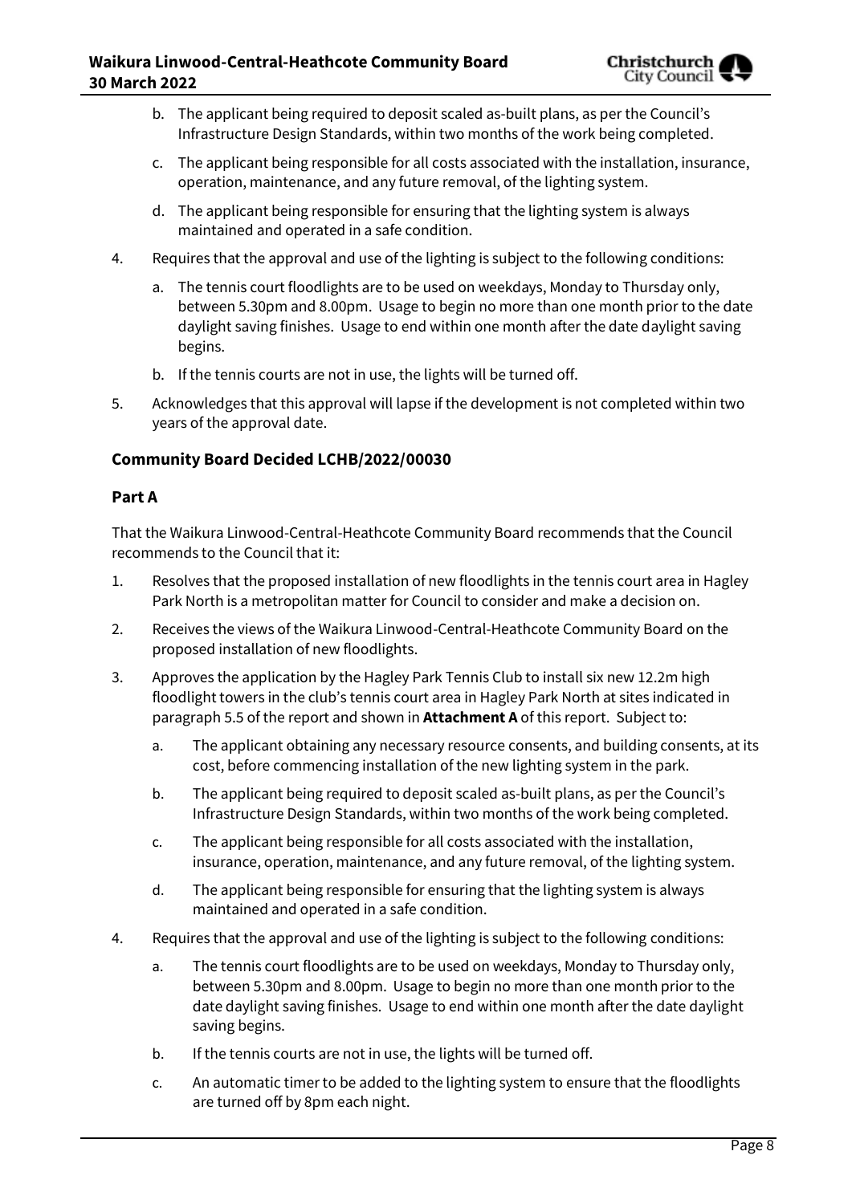b. The applicant being required to deposit scaled as-built plans, as per the Council's Infrastructure Design Standards, within two months of the work being completed.

c. The applicant being responsible for all costs associated with the installation, insurance, operation, maintenance, and any future removal, of the lighting system.

d. The applicant being responsible for ensuring that the lighting system is always maintained and operated in a safe condition.

4. Requires that the approval and use of the lighting is subject to the following conditions:

   a. The tennis court floodlights are to be used on weekdays, Monday to Thursday only, between 5.30pm and 8.00pm. Usage to begin no more than one month prior to the date daylight saving finishes. Usage to end within one month after the date daylight saving begins.

   b. If the tennis courts are not in use, the lights will be turned off.

5. Acknowledges that this approval will lapse if the development is not completed within two years of the approval date.

### Community Board Decided LCHB/2022/00030

### Part A

That the Waikura Linwood-Central-Heathcote Community Board recommends that the Council recommends to the Council that it:

1. Resolves that the proposed installation of new floodlights in the tennis court area in Hagley Park North is a metropolitan matter for Council to consider and make a decision on.

2. Receives the views of the Waikura Linwood-Central-Heathcote Community Board on the proposed installation of new floodlights.

3. Approves the application by the Hagley Park Tennis Club to install six new 12.2m high floodlight towers in the club's tennis court area in Hagley Park North at sites indicated in paragraph 5.5 of the report and shown in **Attachment A** of this report. Subject to:

   a. The applicant obtaining any necessary resource consents, and building consents, at its cost, before commencing installation of the new lighting system in the park.

   b. The applicant being required to deposit scaled as-built plans, as per the Council's Infrastructure Design Standards, within two months of the work being completed.

   c. The applicant being responsible for all costs associated with the installation, insurance, operation, maintenance, and any future removal, of the lighting system.

   d. The applicant being responsible for ensuring that the lighting system is always maintained and operated in a safe condition.

4. Requires that the approval and use of the lighting is subject to the following conditions:

   a. The tennis court floodlights are to be used on weekdays, Monday to Thursday only, between 5.30pm and 8.00pm. Usage to begin no more than one month prior to the date daylight saving finishes. Usage to end within one month after the date daylight saving begins.

   b. If the tennis courts are not in use, the lights will be turned off.

   c. An automatic timer to be added to the lighting system to ensure that the floodlights are turned off by 8pm each night.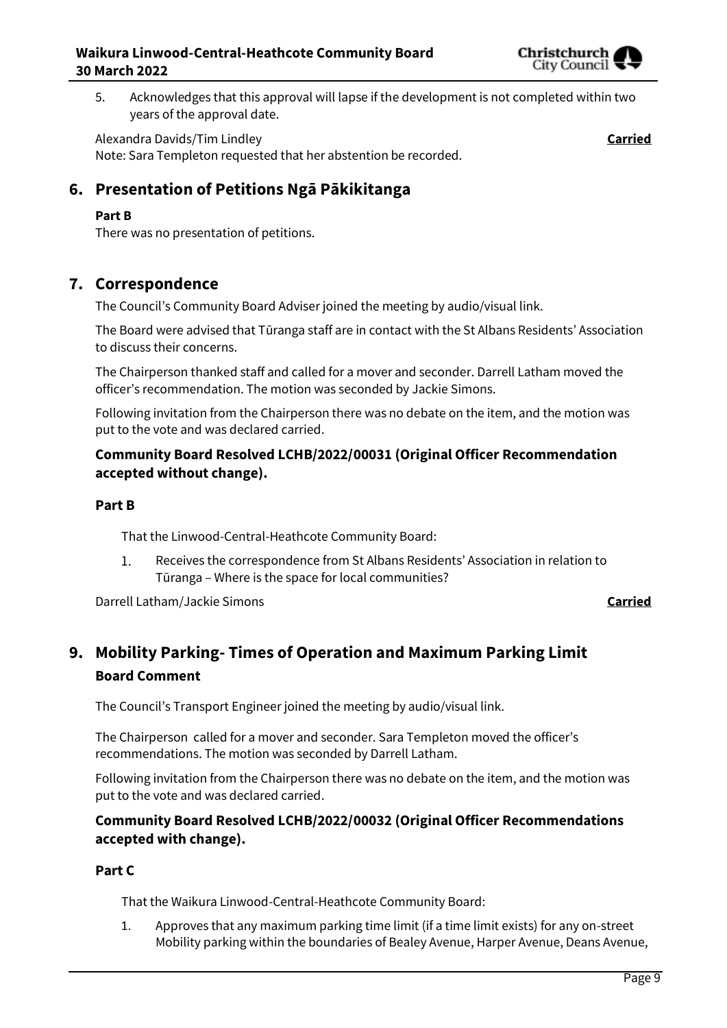5. Acknowledges that this approval will lapse if the development is not completed within two years of the approval date.

Alexandra Davids/Tim Lindley **Carried**

Note: Sara Templeton requested that her abstention be recorded.

## 6. Presentation of Petitions Ngā Pākikitanga

**Part B**

There was no presentation of petitions.

## 7. Correspondence

The Council's Community Board Adviser joined the meeting by audio/visual link.

The Board were advised that Tūranga staff are in contact with the St Albans Residents' Association to discuss their concerns.

The Chairperson thanked staff and called for a mover and seconder. Darrell Latham moved the officer's recommendation. The motion was seconded by Jackie Simons.

Following invitation from the Chairperson there was no debate on the item, and the motion was put to the vote and was declared carried.

### Community Board Resolved LCHB/2022/00031 (Original Officer Recommendation accepted without change).

**Part B**

That the Linwood-Central-Heathcote Community Board:

1. Receives the correspondence from St Albans Residents' Association in relation to Tūranga – Where is the space for local communities?

Darrell Latham/Jackie Simons **Carried**

## 9. Mobility Parking- Times of Operation and Maximum Parking Limit

### Board Comment

The Council's Transport Engineer joined the meeting by audio/visual link.

The Chairperson called for a mover and seconder. Sara Templeton moved the officer's recommendations. The motion was seconded by Darrell Latham.

Following invitation from the Chairperson there was no debate on the item, and the motion was put to the vote and was declared carried.

### Community Board Resolved LCHB/2022/00032 (Original Officer Recommendations accepted with change).

**Part C**

That the Waikura Linwood-Central-Heathcote Community Board:

1. Approves that any maximum parking time limit (if a time limit exists) for any on-street Mobility parking within the boundaries of Bealey Avenue, Harper Avenue, Deans Avenue,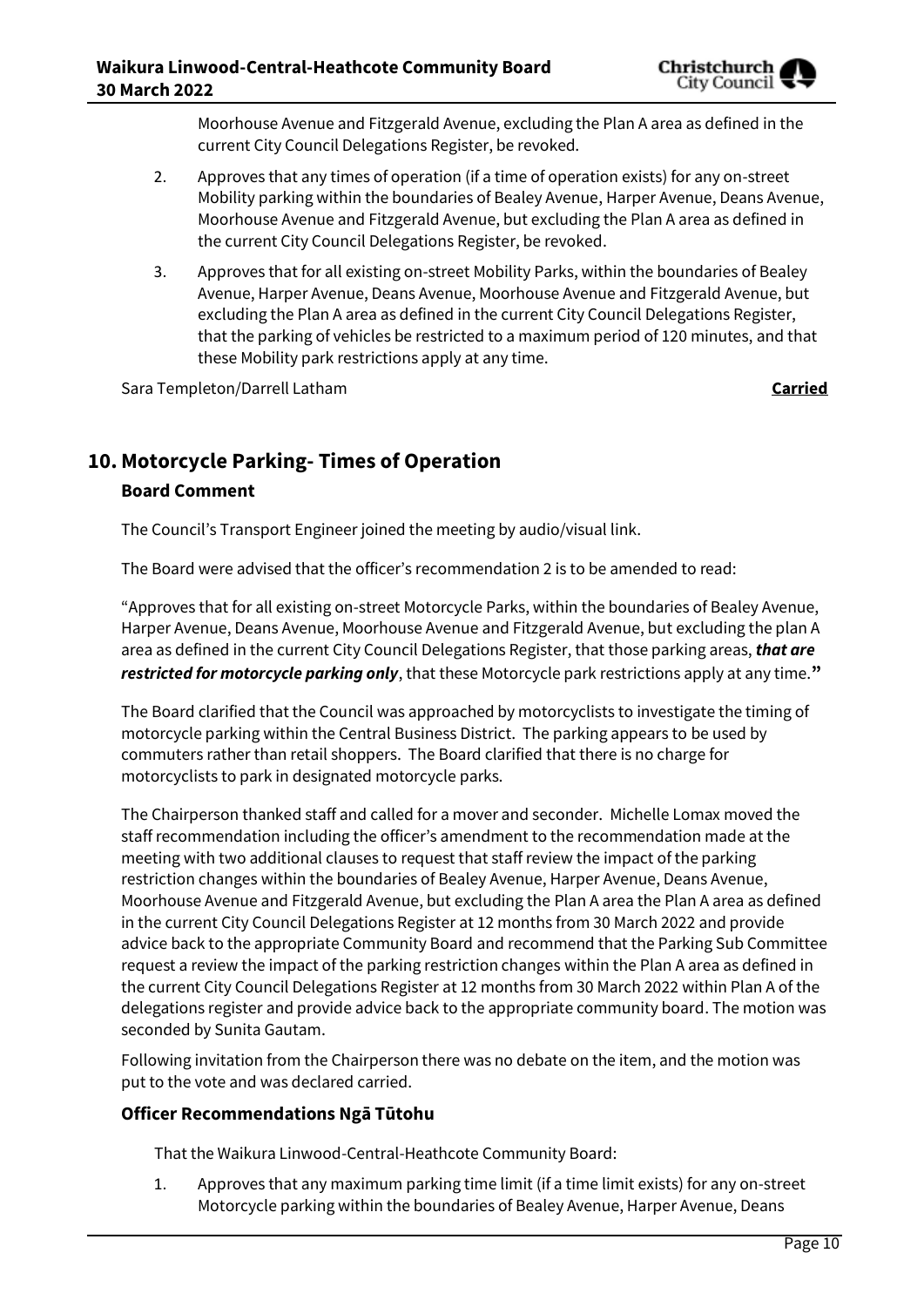Moorhouse Avenue and Fitzgerald Avenue, excluding the Plan A area as defined in the current City Council Delegations Register, be revoked.

2. Approves that any times of operation (if a time of operation exists) for any on-street Mobility parking within the boundaries of Bealey Avenue, Harper Avenue, Deans Avenue, Moorhouse Avenue and Fitzgerald Avenue, but excluding the Plan A area as defined in the current City Council Delegations Register, be revoked.

3. Approves that for all existing on-street Mobility Parks, within the boundaries of Bealey Avenue, Harper Avenue, Deans Avenue, Moorhouse Avenue and Fitzgerald Avenue, but excluding the Plan A area as defined in the current City Council Delegations Register, that the parking of vehicles be restricted to a maximum period of 120 minutes, and that these Mobility park restrictions apply at any time.

Sara Templeton/Darrell Latham **Carried**

## 10. Motorcycle Parking- Times of Operation

### Board Comment

The Council's Transport Engineer joined the meeting by audio/visual link.

The Board were advised that the officer's recommendation 2 is to be amended to read:

"Approves that for all existing on-street Motorcycle Parks, within the boundaries of Bealey Avenue, Harper Avenue, Deans Avenue, Moorhouse Avenue and Fitzgerald Avenue, but excluding the plan A area as defined in the current City Council Delegations Register, that those parking areas, ***that are restricted for motorcycle parking only***, that these Motorcycle park restrictions apply at any time."

The Board clarified that the Council was approached by motorcyclists to investigate the timing of motorcycle parking within the Central Business District. The parking appears to be used by commuters rather than retail shoppers. The Board clarified that there is no charge for motorcyclists to park in designated motorcycle parks.

The Chairperson thanked staff and called for a mover and seconder. Michelle Lomax moved the staff recommendation including the officer's amendment to the recommendation made at the meeting with two additional clauses to request that staff review the impact of the parking restriction changes within the boundaries of Bealey Avenue, Harper Avenue, Deans Avenue, Moorhouse Avenue and Fitzgerald Avenue, but excluding the Plan A area the Plan A area as defined in the current City Council Delegations Register at 12 months from 30 March 2022 and provide advice back to the appropriate Community Board and recommend that the Parking Sub Committee request a review the impact of the parking restriction changes within the Plan A area as defined in the current City Council Delegations Register at 12 months from 30 March 2022 within Plan A of the delegations register and provide advice back to the appropriate community board. The motion was seconded by Sunita Gautam.

Following invitation from the Chairperson there was no debate on the item, and the motion was put to the vote and was declared carried.

### Officer Recommendations Ngā Tūtohu

That the Waikura Linwood-Central-Heathcote Community Board:

1. Approves that any maximum parking time limit (if a time limit exists) for any on-street Motorcycle parking within the boundaries of Bealey Avenue, Harper Avenue, Deans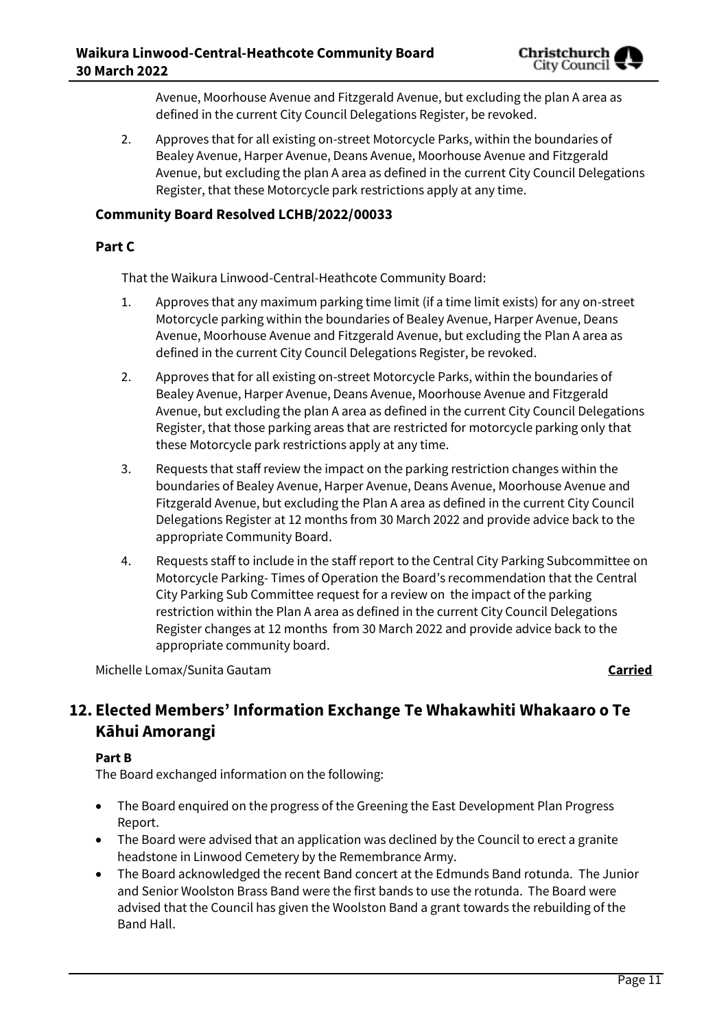Avenue, Moorhouse Avenue and Fitzgerald Avenue, but excluding the plan A area as defined in the current City Council Delegations Register, be revoked.

2. Approves that for all existing on-street Motorcycle Parks, within the boundaries of Bealey Avenue, Harper Avenue, Deans Avenue, Moorhouse Avenue and Fitzgerald Avenue, but excluding the plan A area as defined in the current City Council Delegations Register, that these Motorcycle park restrictions apply at any time.

**Community Board Resolved LCHB/2022/00033**

**Part C**

That the Waikura Linwood-Central-Heathcote Community Board:

1. Approves that any maximum parking time limit (if a time limit exists) for any on-street Motorcycle parking within the boundaries of Bealey Avenue, Harper Avenue, Deans Avenue, Moorhouse Avenue and Fitzgerald Avenue, but excluding the Plan A area as defined in the current City Council Delegations Register, be revoked.
2. Approves that for all existing on-street Motorcycle Parks, within the boundaries of Bealey Avenue, Harper Avenue, Deans Avenue, Moorhouse Avenue and Fitzgerald Avenue, but excluding the plan A area as defined in the current City Council Delegations Register, that those parking areas that are restricted for motorcycle parking only that these Motorcycle park restrictions apply at any time.
3. Requests that staff review the impact on the parking restriction changes within the boundaries of Bealey Avenue, Harper Avenue, Deans Avenue, Moorhouse Avenue and Fitzgerald Avenue, but excluding the Plan A area as defined in the current City Council Delegations Register at 12 months from 30 March 2022 and provide advice back to the appropriate Community Board.
4. Requests staff to include in the staff report to the Central City Parking Subcommittee on Motorcycle Parking- Times of Operation the Board's recommendation that the Central City Parking Sub Committee request for a review on the impact of the parking restriction within the Plan A area as defined in the current City Council Delegations Register changes at 12 months from 30 March 2022 and provide advice back to the appropriate community board.

Michelle Lomax/Sunita Gautam **Carried**

## 12. Elected Members' Information Exchange Te Whakawhiti Whakaaro o Te Kāhui Amorangi

**Part B**

The Board exchanged information on the following:

- The Board enquired on the progress of the Greening the East Development Plan Progress Report.
- The Board were advised that an application was declined by the Council to erect a granite headstone in Linwood Cemetery by the Remembrance Army.
- The Board acknowledged the recent Band concert at the Edmunds Band rotunda. The Junior and Senior Woolston Brass Band were the first bands to use the rotunda. The Board were advised that the Council has given the Woolston Band a grant towards the rebuilding of the Band Hall.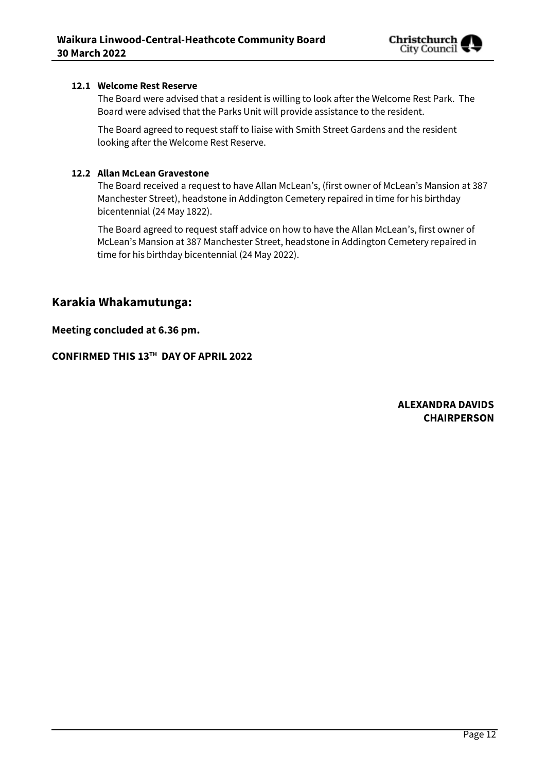### 12.1 Welcome Rest Reserve

The Board were advised that a resident is willing to look after the Welcome Rest Park. The Board were advised that the Parks Unit will provide assistance to the resident.

The Board agreed to request staff to liaise with Smith Street Gardens and the resident looking after the Welcome Rest Reserve.

### 12.2 Allan McLean Gravestone

The Board received a request to have Allan McLean's, (first owner of McLean's Mansion at 387 Manchester Street), headstone in Addington Cemetery repaired in time for his birthday bicentennial (24 May 1822).

The Board agreed to request staff advice on how to have the Allan McLean's, first owner of McLean's Mansion at 387 Manchester Street, headstone in Addington Cemetery repaired in time for his birthday bicentennial (24 May 2022).

## Karakia Whakamutunga:

**Meeting concluded at 6.36 pm.**

**CONFIRMED THIS 13TH DAY OF APRIL 2022**

**ALEXANDRA DAVIDS**
**CHAIRPERSON**